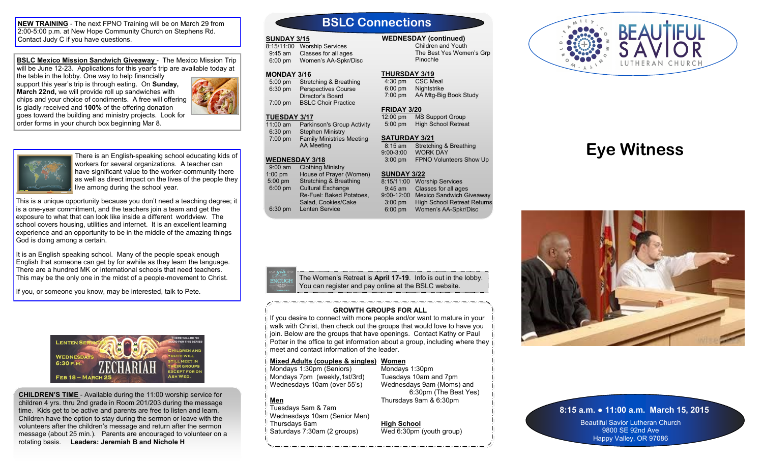**NEW TRAINING** - The next FPNO Training will be on March 29 from 2:00-5:00 p.m. at New Hope Community Church on Stephens Rd. Contact Judy C if you have questions.

**BSLC Mexico Mission Sandwich Giveaway** - The Mexico Mission Trip will be June 12-23. Applications for this year's trip are available today at the table in the lobby. One way to help financially support this year's trip is through eating. On **Sunday, March 22nd,** we will provide roll up sandwiches with chips and your choice of cookies. A free will offering is gladly received and **100%** of the offering donation goes toward the building and ministry projects. Look for order forms in your church box beginning Mar 8.

There is an English-speaking school educating kids of workers for several organizations. A teacher can have significant value to the worker-community there as well as direct impact on the lives of the people they live among during the school year.

This is a unique opportunity because you don't need a teaching degree; it is a one-year commitment, and the teachers join a team and get the exposure to what that can look like inside a different worldview. The school covers housing, utilities and internet. It is an excellent learning experience and an opportunity to be in the middle of the amazing things God is doing among a certain.

It is an English speaking school. Many of the people speak enough English that someone can get by for awhile as they learn the language. There are a hundred MK or international schools that need teachers. This may be the only one in the midst of a people-movement to Christ.

If you, or someone you know, may be interested, talk to Pete.

Lenten Services — Wednesdays 6:30 p.m. — ZECHARIAH — Feb 18 – March 25

There will be no audio for this series. Children and youth will still meet in their groups except for Ash Wed.

**CHILDREN'S TIME** - Available during the 11:00 worship service for children 4 yrs. thru 2nd grade in Room 201/203 during the message time. Kids get to be active and parents are free to listen and learn. Children have the option to stay during the sermon or leave with the volunteers after the children's message and return after the sermon message (about 25 min.). Parents are encouraged to volunteer on a rotating basis. **Leaders: Jeremiah B and Nichole H**

## BSLC Connections

**SUNDAY 3/15**
- 8:15/11:00 Worship Services
- 9:45 am Classes for all ages
- 6:00 pm Women's AA-Spkr/Disc

**MONDAY 3/16**
- 5:00 pm Stretching & Breathing
- 6:30 pm Perspectives Course; Director's Board
- 7:00 pm BSLC Choir Practice

**TUESDAY 3/17**
- 11:00 am Parkinson's Group Activity
- 6:30 pm Stephen Ministry
- 7:00 pm Family Ministries Meeting; AA Meeting

**WEDNESDAY 3/18**
- 9:00 am Clothing Ministry
- 1:00 pm House of Prayer (Women)
- 5:00 pm Stretching & Breathing
- 6:00 pm Cultural Exchange; Re-Fuel: Baked Potatoes, Salad, Cookies/Cake
- 6:30 pm Lenten Service

**WEDNESDAY (continued)**
- Children and Youth
- The Best Yes Women's Grp
- Pinochle

**THURSDAY 3/19**
- 4:30 pm CSC Meal
- 6:00 pm Nightstrike
- 7:00 pm AA Mtg-Big Book Study

**FRIDAY 3/20**
- 12:00 pm MS Support Group
- 5:00 pm High School Retreat

**SATURDAY 3/21**
- 8:15 am Stretching & Breathing
- 9:00-3:00 WORK DAY
- 3:00 pm FPNO Volunteers Show Up

**SUNDAY 3/22**
- 8:15/11:00 Worship Services
- 9:45 am Classes for all ages
- 9:00-12:00 Mexico Sandwich Giveaway
- 3:00 pm High School Retreat Returns
- 6:00 pm Women's AA-Spkr/Disc

The Women's Retreat is **April 17-19**. Info is out in the lobby. You can register and pay online at the BSLC website.

### GROWTH GROUPS FOR ALL

If you desire to connect with more people and/or want to mature in your walk with Christ, then check out the groups that would love to have you join. Below are the groups that have openings. Contact Kathy or Paul Potter in the office to get information about a group, including where they meet and contact information of the leader.

**Mixed Adults (couples & singles)**
- Mondays 1:30pm (Seniors)
- Mondays 7pm (weekly,1st/3rd)
- Wednesdays 10am (over 55's)

**Men**
- Tuesdays 5am & 7am
- Wednesdays 10am (Senior Men)
- Thursdays 6am
- Saturdays 7:30am (2 groups)

**Women**
- Mondays 1:30pm
- Tuesdays 10am and 7pm
- Wednesdays 9am (Moms) and 6:30pm (The Best Yes)
- Thursdays 9am & 6:30pm

**High School**
- Wed 6:30pm (youth group)

BEAUTIFUL SAVIOR LUTHERAN CHURCH — Family • Community • World

# Eye Witness

**8:15 a.m. • 11:00 a.m. March 15, 2015**

Beautiful Savior Lutheran Church
9800 SE 92nd Ave
Happy Valley, OR 97086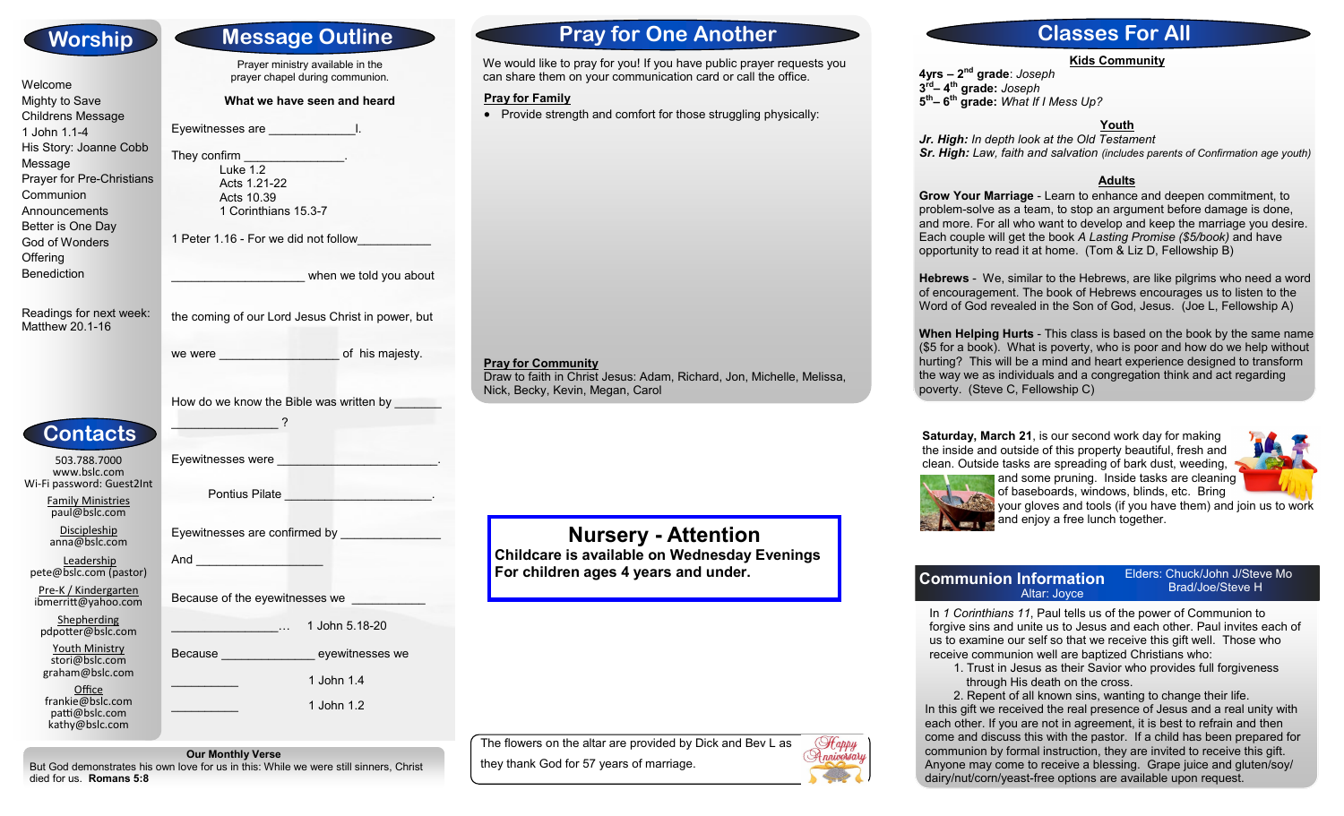## Worship

Welcome
Mighty to Save
Childrens Message
1 John 1.1-4
His Story: Joanne Cobb
Message
Prayer for Pre-Christians
Communion
Announcements
Better is One Day
God of Wonders
Offering
Benediction

Readings for next week:
Matthew 20.1-16

## Contacts

503.788.7000
www.bslc.com
Wi-Fi password: Guest2Int

Family Ministries
paul@bslc.com

Discipleship
anna@bslc.com

Leadership
pete@bslc.com (pastor)

Pre-K / Kindergarten
ibmerritt@yahoo.com

Shepherding
pdpotter@bslc.com

Youth Ministry
stori@bslc.com
graham@bslc.com

Office
frankie@bslc.com
patti@bslc.com
kathy@bslc.com

## Message Outline

Prayer ministry available in the prayer chapel during communion.

**What we have seen and heard**

Eyewitnesses are _____________l.

They confirm _______________.
Luke 1.2
Acts 1.21-22
Acts 10.39
1 Corinthians 15.3-7

1 Peter 1.16 - For we did not follow___________

____________________ when we told you about

the coming of our Lord Jesus Christ in power, but

we were __________________ of his majesty.

How do we know the Bible was written by _______ _______________ ?

Eyewitnesses were ________________________.

Pontius Pilate _________________________.

Eyewitnesses are confirmed by _______________

And ___________________

Because of the eyewitnesses we ___________

________________… 1 John 5.18-20

Because _____________ eyewitnesses we

__________ 1 John 1.4

__________ 1 John 1.2

**Our Monthly Verse**
But God demonstrates his own love for us in this: While we were still sinners, Christ died for us. **Romans 5:8**

## Pray for One Another

We would like to pray for you! If you have public prayer requests you can share them on your communication card or call the office.

**Pray for Family**

- Provide strength and comfort for those struggling physically:

**Pray for Community**
Draw to faith in Christ Jesus: Adam, Richard, Jon, Michelle, Melissa, Nick, Becky, Kevin, Megan, Carol

### Nursery - Attention

**Childcare is available on Wednesday Evenings For children ages 4 years and under.**

The flowers on the altar are provided by Dick and Bev L as they thank God for 57 years of marriage.

Happy Anniversary

## Classes For All

**Kids Community**
**4yrs – 2nd grade**: *Joseph*
**3rd– 4th grade:** *Joseph*
**5th– 6th grade:** *What If I Mess Up?*

**Youth**
***Jr. High:*** *In depth look at the Old Testament*
***Sr. High:*** *Law, faith and salvation (includes parents of Confirmation age youth)*

**Adults**
**Grow Your Marriage** - Learn to enhance and deepen commitment, to problem-solve as a team, to stop an argument before damage is done, and more. For all who want to develop and keep the marriage you desire. Each couple will get the book *A Lasting Promise ($5/book)* and have opportunity to read it at home. (Tom & Liz D, Fellowship B)

**Hebrews** - We, similar to the Hebrews, are like pilgrims who need a word of encouragement. The book of Hebrews encourages us to listen to the Word of God revealed in the Son of God, Jesus. (Joe L, Fellowship A)

**When Helping Hurts** - This class is based on the book by the same name ($5 for a book). What is poverty, who is poor and how do we help without hurting? This will be a mind and heart experience designed to transform the way we as individuals and a congregation think and act regarding poverty. (Steve C, Fellowship C)

**Saturday, March 21**, is our second work day for making the inside and outside of this property beautiful, fresh and clean. Outside tasks are spreading of bark dust, weeding, and some pruning. Inside tasks are cleaning of baseboards, windows, blinds, etc. Bring your gloves and tools (if you have them) and join us to work and enjoy a free lunch together.

### Communion Information

Elders: Chuck/John J/Steve Mo Brad/Joe/Steve H
Altar: Joyce

In *1 Corinthians 11*, Paul tells us of the power of Communion to forgive sins and unite us to Jesus and each other. Paul invites each of us to examine our self so that we receive this gift well. Those who receive communion well are baptized Christians who:

1. Trust in Jesus as their Savior who provides full forgiveness through His death on the cross.
2. Repent of all known sins, wanting to change their life.

In this gift we received the real presence of Jesus and a real unity with each other. If you are not in agreement, it is best to refrain and then come and discuss this with the pastor. If a child has been prepared for communion by formal instruction, they are invited to receive this gift. Anyone may come to receive a blessing. Grape juice and gluten/soy/dairy/nut/corn/yeast-free options are available upon request.